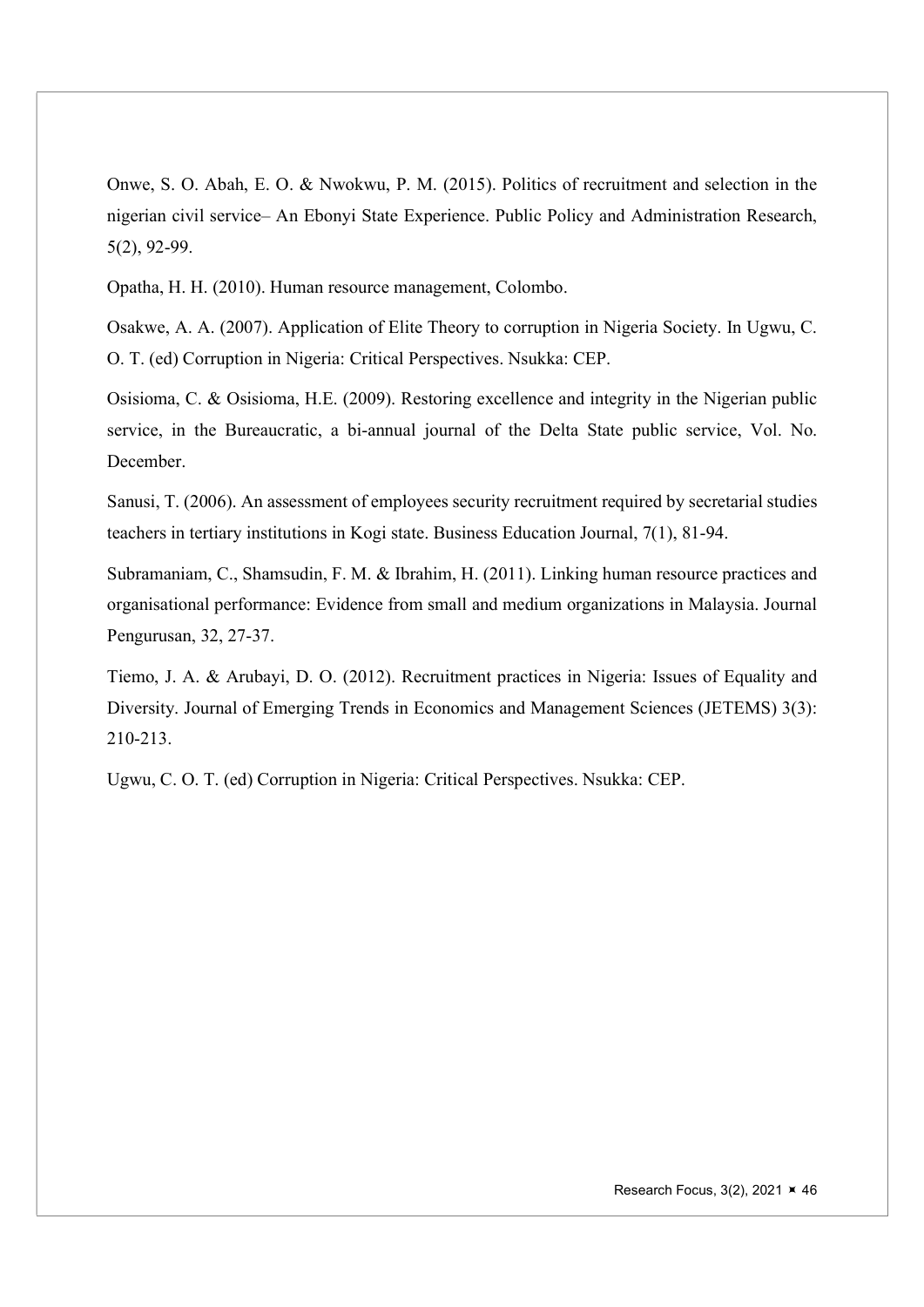Onwe, S. O. Abah, E. O. & Nwokwu, P. M. (2015). Politics of recruitment and selection in the nigerian civil service– An Ebonyi State Experience. Public Policy and Administration Research, 5(2), 92-99.

Opatha, H. H. (2010). Human resource management, Colombo.

Osakwe, A. A. (2007). Application of Elite Theory to corruption in Nigeria Society. In Ugwu, C. O. T. (ed) Corruption in Nigeria: Critical Perspectives. Nsukka: CEP.

Osisioma, C. & Osisioma, H.E. (2009). Restoring excellence and integrity in the Nigerian public service, in the Bureaucratic, a bi-annual journal of the Delta State public service, Vol. No. December.

Sanusi, T. (2006). An assessment of employees security recruitment required by secretarial studies teachers in tertiary institutions in Kogi state. Business Education Journal, 7(1), 81-94.

Subramaniam, C., Shamsudin, F. M. & Ibrahim, H. (2011). Linking human resource practices and organisational performance: Evidence from small and medium organizations in Malaysia. Journal Pengurusan, 32, 27-37.

Tiemo, J. A. & Arubayi, D. O. (2012). Recruitment practices in Nigeria: Issues of Equality and Diversity. Journal of Emerging Trends in Economics and Management Sciences (JETEMS) 3(3): 210-213.

Ugwu, C. O. T. (ed) Corruption in Nigeria: Critical Perspectives. Nsukka: CEP.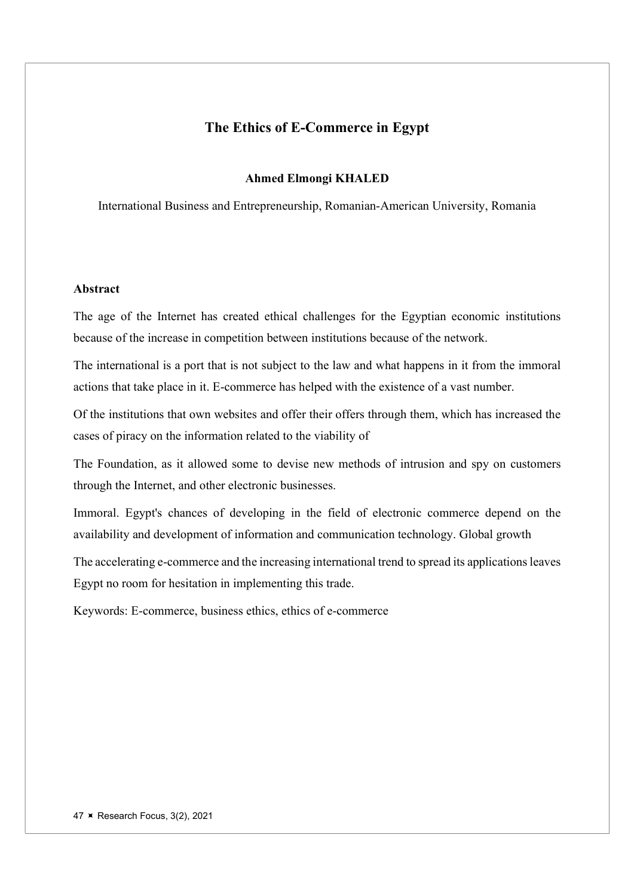# The Ethics of E-Commerce in Egypt

**Ahmed Elmongi KHALED**

International Business and Entrepreneurship, Romanian-American University, Romania

**Abstract**

The age of the Internet has created ethical challenges for the Egyptian economic institutions because of the increase in competition between institutions because of the network.

The international is a port that is not subject to the law and what happens in it from the immoral actions that take place in it. E-commerce has helped with the existence of a vast number.

Of the institutions that own websites and offer their offers through them, which has increased the cases of piracy on the information related to the viability of

The Foundation, as it allowed some to devise new methods of intrusion and spy on customers through the Internet, and other electronic businesses.

Immoral. Egypt's chances of developing in the field of electronic commerce depend on the availability and development of information and communication technology. Global growth

The accelerating e-commerce and the increasing international trend to spread its applications leaves Egypt no room for hesitation in implementing this trade.

Keywords: E-commerce, business ethics, ethics of e-commerce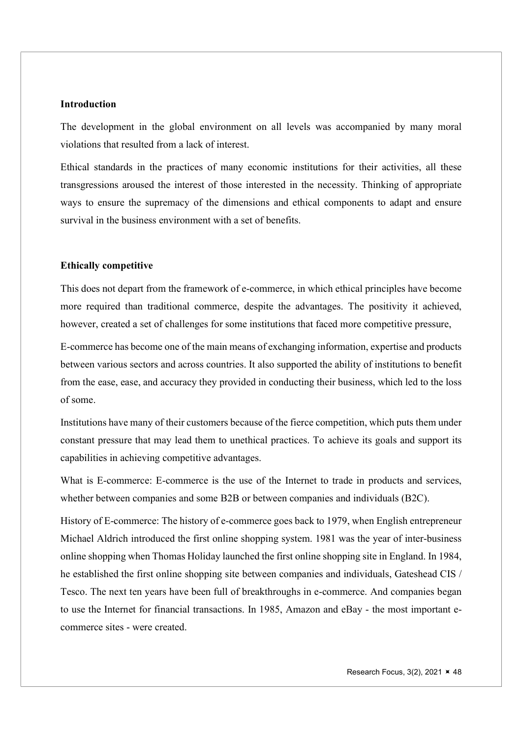### Introduction

The development in the global environment on all levels was accompanied by many moral violations that resulted from a lack of interest.

Ethical standards in the practices of many economic institutions for their activities, all these transgressions aroused the interest of those interested in the necessity. Thinking of appropriate ways to ensure the supremacy of the dimensions and ethical components to adapt and ensure survival in the business environment with a set of benefits.

### Ethically competitive

This does not depart from the framework of e-commerce, in which ethical principles have become more required than traditional commerce, despite the advantages. The positivity it achieved, however, created a set of challenges for some institutions that faced more competitive pressure,

E-commerce has become one of the main means of exchanging information, expertise and products between various sectors and across countries. It also supported the ability of institutions to benefit from the ease, ease, and accuracy they provided in conducting their business, which led to the loss of some.

Institutions have many of their customers because of the fierce competition, which puts them under constant pressure that may lead them to unethical practices. To achieve its goals and support its capabilities in achieving competitive advantages.

What is E-commerce: E-commerce is the use of the Internet to trade in products and services, whether between companies and some B2B or between companies and individuals (B2C).

History of E-commerce: The history of e-commerce goes back to 1979, when English entrepreneur Michael Aldrich introduced the first online shopping system. 1981 was the year of inter-business online shopping when Thomas Holiday launched the first online shopping site in England. In 1984, he established the first online shopping site between companies and individuals, Gateshead CIS / Tesco. The next ten years have been full of breakthroughs in e-commerce. And companies began to use the Internet for financial transactions. In 1985, Amazon and eBay - the most important e-commerce sites - were created.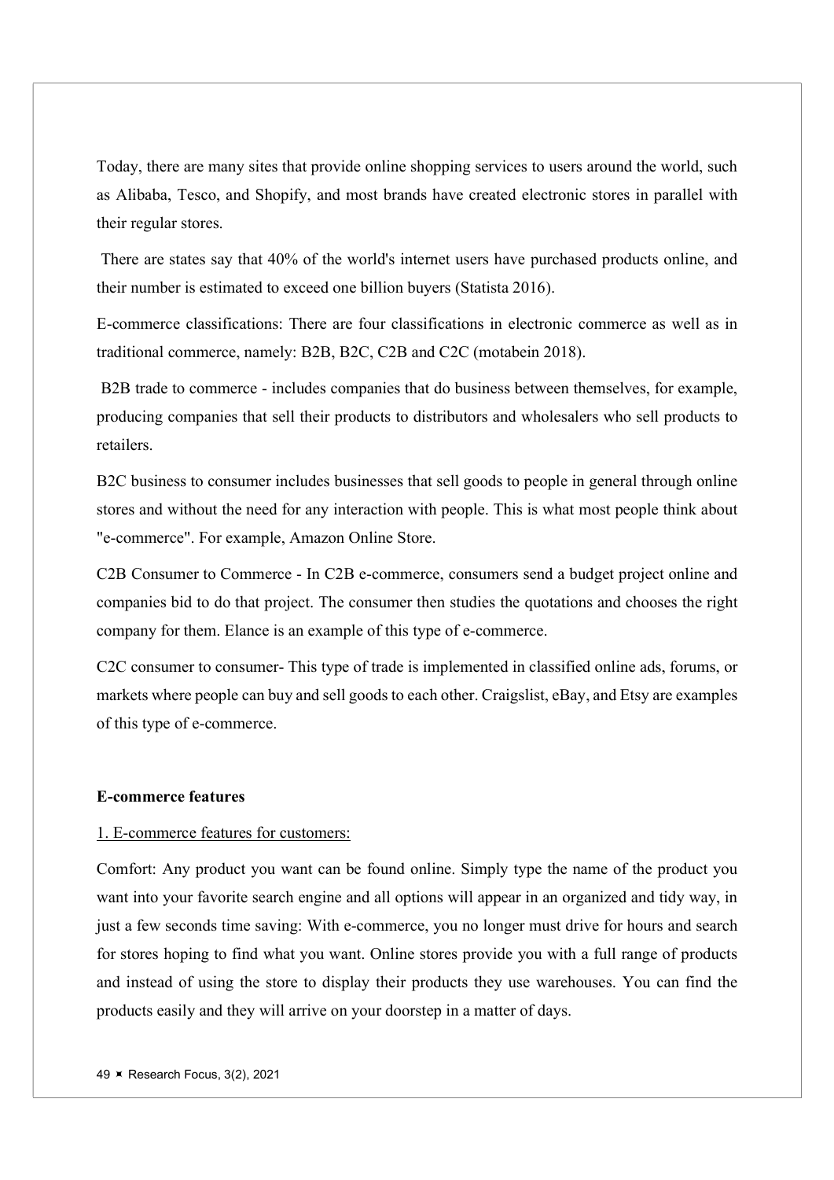Today, there are many sites that provide online shopping services to users around the world, such as Alibaba, Tesco, and Shopify, and most brands have created electronic stores in parallel with their regular stores.

There are states say that 40% of the world's internet users have purchased products online, and their number is estimated to exceed one billion buyers (Statista 2016).

E-commerce classifications: There are four classifications in electronic commerce as well as in traditional commerce, namely: B2B, B2C, C2B and C2C (motabein 2018).

B2B trade to commerce - includes companies that do business between themselves, for example, producing companies that sell their products to distributors and wholesalers who sell products to retailers.

B2C business to consumer includes businesses that sell goods to people in general through online stores and without the need for any interaction with people. This is what most people think about "e-commerce". For example, Amazon Online Store.

C2B Consumer to Commerce - In C2B e-commerce, consumers send a budget project online and companies bid to do that project. The consumer then studies the quotations and chooses the right company for them. Elance is an example of this type of e-commerce.

C2C consumer to consumer- This type of trade is implemented in classified online ads, forums, or markets where people can buy and sell goods to each other. Craigslist, eBay, and Etsy are examples of this type of e-commerce.

**E-commerce features**

1. E-commerce features for customers:

Comfort: Any product you want can be found online. Simply type the name of the product you want into your favorite search engine and all options will appear in an organized and tidy way, in just a few seconds time saving: With e-commerce, you no longer must drive for hours and search for stores hoping to find what you want. Online stores provide you with a full range of products and instead of using the store to display their products they use warehouses. You can find the products easily and they will arrive on your doorstep in a matter of days.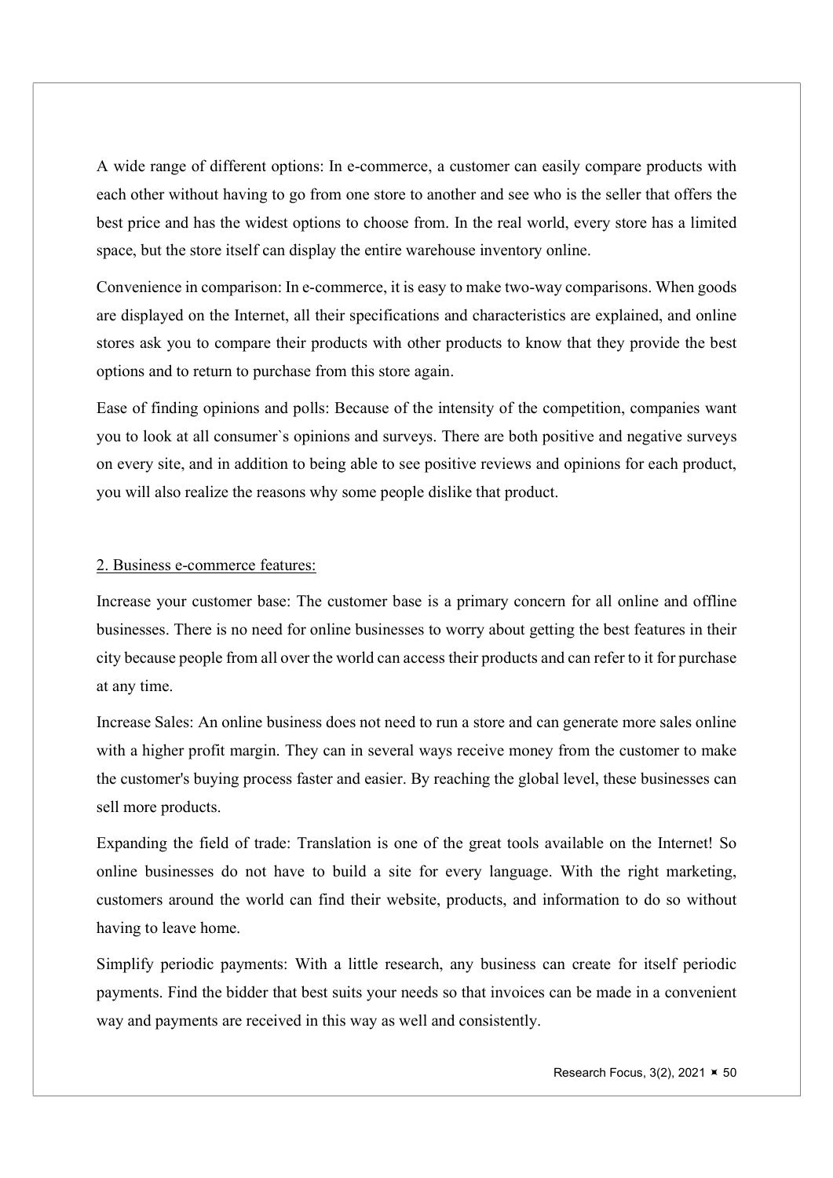A wide range of different options: In e-commerce, a customer can easily compare products with each other without having to go from one store to another and see who is the seller that offers the best price and has the widest options to choose from. In the real world, every store has a limited space, but the store itself can display the entire warehouse inventory online.

Convenience in comparison: In e-commerce, it is easy to make two-way comparisons. When goods are displayed on the Internet, all their specifications and characteristics are explained, and online stores ask you to compare their products with other products to know that they provide the best options and to return to purchase from this store again.

Ease of finding opinions and polls: Because of the intensity of the competition, companies want you to look at all consumer`s opinions and surveys. There are both positive and negative surveys on every site, and in addition to being able to see positive reviews and opinions for each product, you will also realize the reasons why some people dislike that product.

2. Business e-commerce features:

Increase your customer base: The customer base is a primary concern for all online and offline businesses. There is no need for online businesses to worry about getting the best features in their city because people from all over the world can access their products and can refer to it for purchase at any time.

Increase Sales: An online business does not need to run a store and can generate more sales online with a higher profit margin. They can in several ways receive money from the customer to make the customer's buying process faster and easier. By reaching the global level, these businesses can sell more products.

Expanding the field of trade: Translation is one of the great tools available on the Internet! So online businesses do not have to build a site for every language. With the right marketing, customers around the world can find their website, products, and information to do so without having to leave home.

Simplify periodic payments: With a little research, any business can create for itself periodic payments. Find the bidder that best suits your needs so that invoices can be made in a convenient way and payments are received in this way as well and consistently.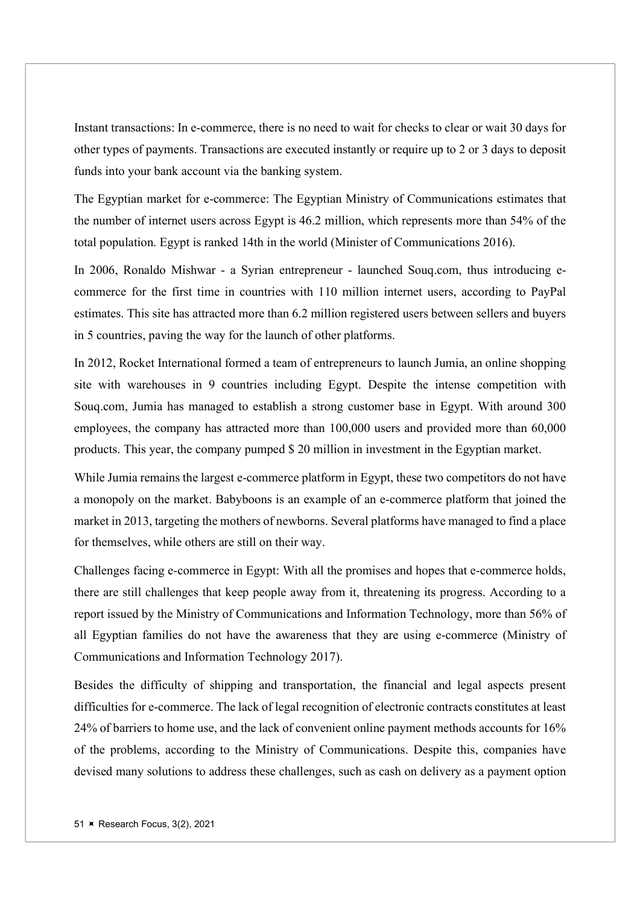Instant transactions: In e-commerce, there is no need to wait for checks to clear or wait 30 days for other types of payments. Transactions are executed instantly or require up to 2 or 3 days to deposit funds into your bank account via the banking system.

The Egyptian market for e-commerce: The Egyptian Ministry of Communications estimates that the number of internet users across Egypt is 46.2 million, which represents more than 54% of the total population. Egypt is ranked 14th in the world (Minister of Communications 2016).

In 2006, Ronaldo Mishwar - a Syrian entrepreneur - launched Souq.com, thus introducing e-commerce for the first time in countries with 110 million internet users, according to PayPal estimates. This site has attracted more than 6.2 million registered users between sellers and buyers in 5 countries, paving the way for the launch of other platforms.

In 2012, Rocket International formed a team of entrepreneurs to launch Jumia, an online shopping site with warehouses in 9 countries including Egypt. Despite the intense competition with Souq.com, Jumia has managed to establish a strong customer base in Egypt. With around 300 employees, the company has attracted more than 100,000 users and provided more than 60,000 products. This year, the company pumped $ 20 million in investment in the Egyptian market.

While Jumia remains the largest e-commerce platform in Egypt, these two competitors do not have a monopoly on the market. Babyboons is an example of an e-commerce platform that joined the market in 2013, targeting the mothers of newborns. Several platforms have managed to find a place for themselves, while others are still on their way.

Challenges facing e-commerce in Egypt: With all the promises and hopes that e-commerce holds, there are still challenges that keep people away from it, threatening its progress. According to a report issued by the Ministry of Communications and Information Technology, more than 56% of all Egyptian families do not have the awareness that they are using e-commerce (Ministry of Communications and Information Technology 2017).

Besides the difficulty of shipping and transportation, the financial and legal aspects present difficulties for e-commerce. The lack of legal recognition of electronic contracts constitutes at least 24% of barriers to home use, and the lack of convenient online payment methods accounts for 16% of the problems, according to the Ministry of Communications. Despite this, companies have devised many solutions to address these challenges, such as cash on delivery as a payment option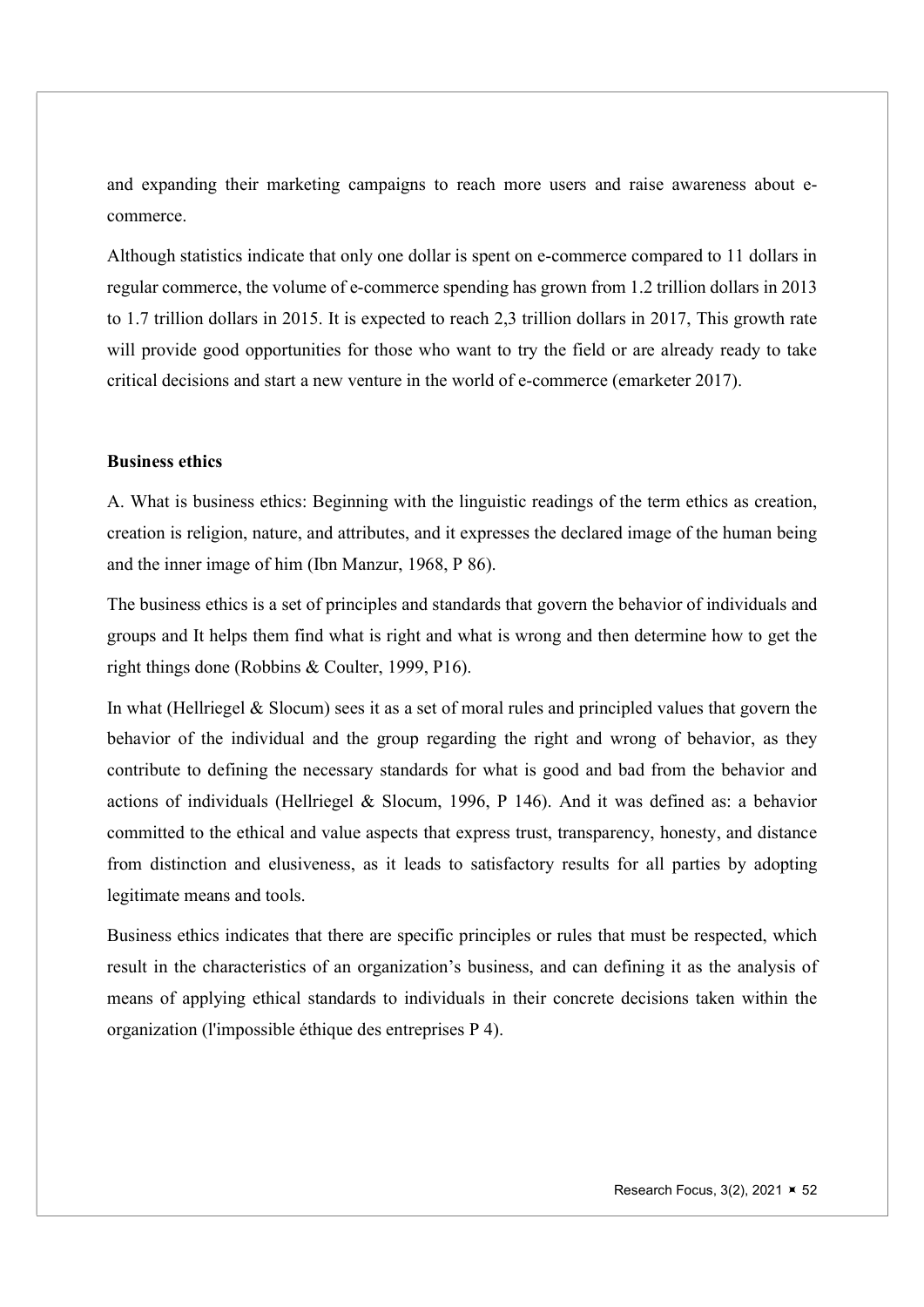and expanding their marketing campaigns to reach more users and raise awareness about e-commerce.

Although statistics indicate that only one dollar is spent on e-commerce compared to 11 dollars in regular commerce, the volume of e-commerce spending has grown from 1.2 trillion dollars in 2013 to 1.7 trillion dollars in 2015. It is expected to reach 2,3 trillion dollars in 2017, This growth rate will provide good opportunities for those who want to try the field or are already ready to take critical decisions and start a new venture in the world of e-commerce (emarketer 2017).

**Business ethics**

A. What is business ethics: Beginning with the linguistic readings of the term ethics as creation, creation is religion, nature, and attributes, and it expresses the declared image of the human being and the inner image of him (Ibn Manzur, 1968, P 86).

The business ethics is a set of principles and standards that govern the behavior of individuals and groups and It helps them find what is right and what is wrong and then determine how to get the right things done (Robbins & Coulter, 1999, P16).

In what (Hellriegel & Slocum) sees it as a set of moral rules and principled values that govern the behavior of the individual and the group regarding the right and wrong of behavior, as they contribute to defining the necessary standards for what is good and bad from the behavior and actions of individuals (Hellriegel & Slocum, 1996, P 146). And it was defined as: a behavior committed to the ethical and value aspects that express trust, transparency, honesty, and distance from distinction and elusiveness, as it leads to satisfactory results for all parties by adopting legitimate means and tools.

Business ethics indicates that there are specific principles or rules that must be respected, which result in the characteristics of an organization's business, and can defining it as the analysis of means of applying ethical standards to individuals in their concrete decisions taken within the organization (l'impossible éthique des entreprises P 4).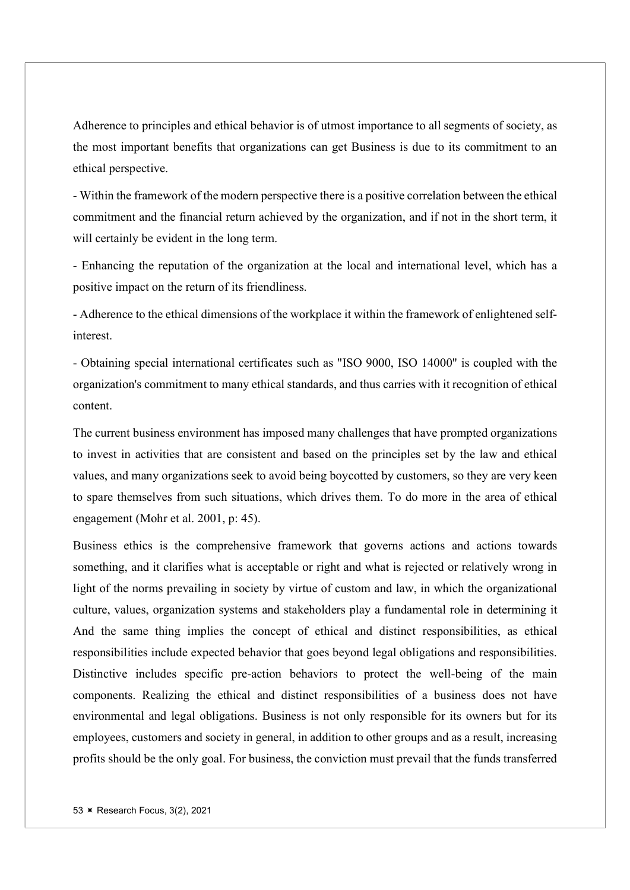Adherence to principles and ethical behavior is of utmost importance to all segments of society, as the most important benefits that organizations can get Business is due to its commitment to an ethical perspective.

- Within the framework of the modern perspective there is a positive correlation between the ethical commitment and the financial return achieved by the organization, and if not in the short term, it will certainly be evident in the long term.

- Enhancing the reputation of the organization at the local and international level, which has a positive impact on the return of its friendliness.

- Adherence to the ethical dimensions of the workplace it within the framework of enlightened self-interest.

- Obtaining special international certificates such as "ISO 9000, ISO 14000" is coupled with the organization's commitment to many ethical standards, and thus carries with it recognition of ethical content.

The current business environment has imposed many challenges that have prompted organizations to invest in activities that are consistent and based on the principles set by the law and ethical values, and many organizations seek to avoid being boycotted by customers, so they are very keen to spare themselves from such situations, which drives them. To do more in the area of ethical engagement (Mohr et al. 2001, p: 45).

Business ethics is the comprehensive framework that governs actions and actions towards something, and it clarifies what is acceptable or right and what is rejected or relatively wrong in light of the norms prevailing in society by virtue of custom and law, in which the organizational culture, values, organization systems and stakeholders play a fundamental role in determining it And the same thing implies the concept of ethical and distinct responsibilities, as ethical responsibilities include expected behavior that goes beyond legal obligations and responsibilities. Distinctive includes specific pre-action behaviors to protect the well-being of the main components. Realizing the ethical and distinct responsibilities of a business does not have environmental and legal obligations. Business is not only responsible for its owners but for its employees, customers and society in general, in addition to other groups and as a result, increasing profits should be the only goal. For business, the conviction must prevail that the funds transferred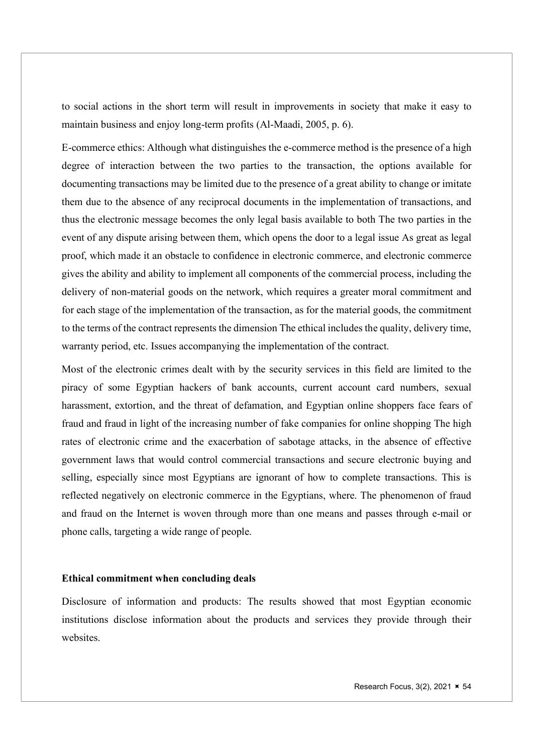to social actions in the short term will result in improvements in society that make it easy to maintain business and enjoy long-term profits (Al-Maadi, 2005, p. 6).

E-commerce ethics: Although what distinguishes the e-commerce method is the presence of a high degree of interaction between the two parties to the transaction, the options available for documenting transactions may be limited due to the presence of a great ability to change or imitate them due to the absence of any reciprocal documents in the implementation of transactions, and thus the electronic message becomes the only legal basis available to both The two parties in the event of any dispute arising between them, which opens the door to a legal issue As great as legal proof, which made it an obstacle to confidence in electronic commerce, and electronic commerce gives the ability and ability to implement all components of the commercial process, including the delivery of non-material goods on the network, which requires a greater moral commitment and for each stage of the implementation of the transaction, as for the material goods, the commitment to the terms of the contract represents the dimension The ethical includes the quality, delivery time, warranty period, etc. Issues accompanying the implementation of the contract.

Most of the electronic crimes dealt with by the security services in this field are limited to the piracy of some Egyptian hackers of bank accounts, current account card numbers, sexual harassment, extortion, and the threat of defamation, and Egyptian online shoppers face fears of fraud and fraud in light of the increasing number of fake companies for online shopping The high rates of electronic crime and the exacerbation of sabotage attacks, in the absence of effective government laws that would control commercial transactions and secure electronic buying and selling, especially since most Egyptians are ignorant of how to complete transactions. This is reflected negatively on electronic commerce in the Egyptians, where. The phenomenon of fraud and fraud on the Internet is woven through more than one means and passes through e-mail or phone calls, targeting a wide range of people.

**Ethical commitment when concluding deals**

Disclosure of information and products: The results showed that most Egyptian economic institutions disclose information about the products and services they provide through their websites.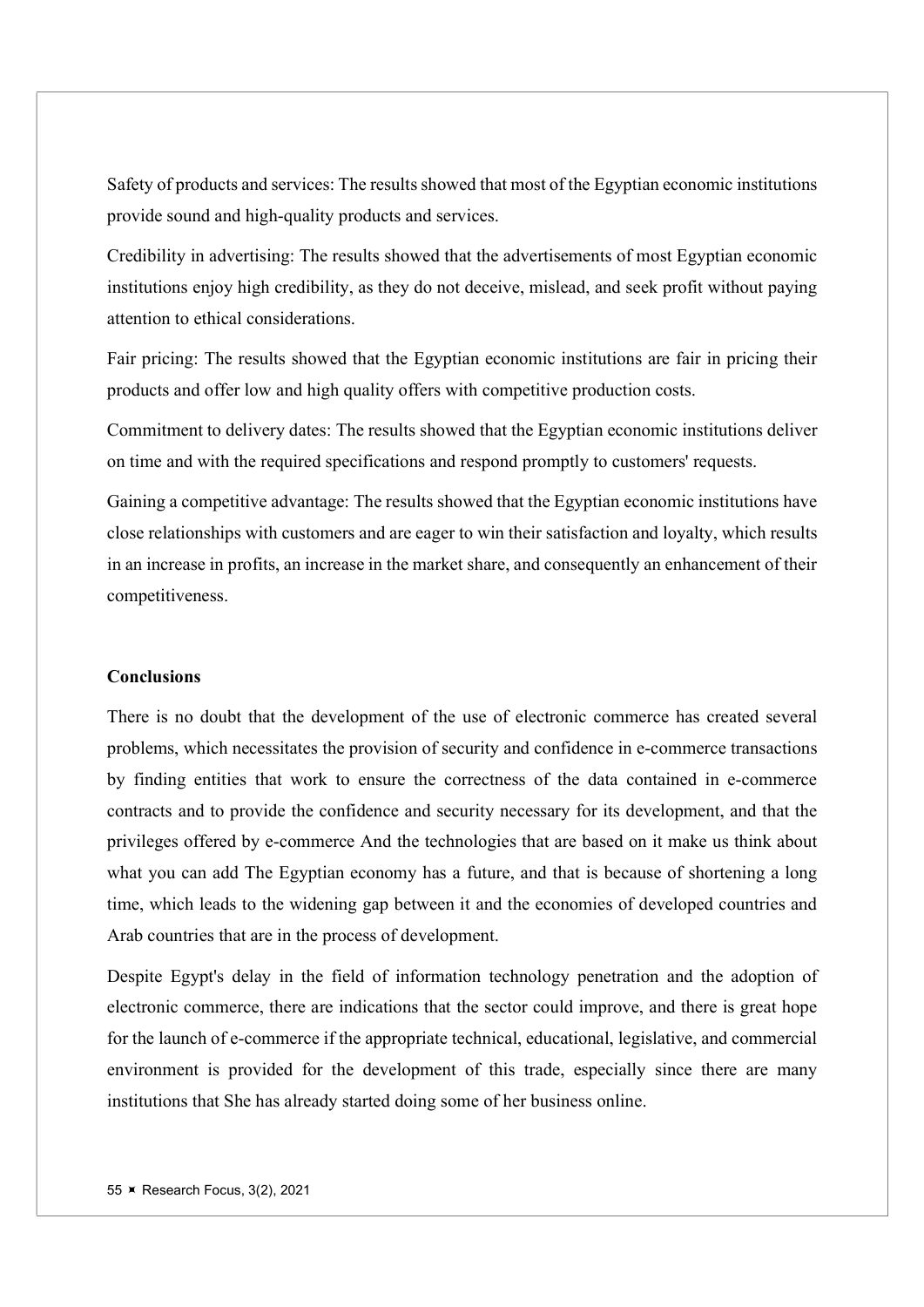Safety of products and services: The results showed that most of the Egyptian economic institutions provide sound and high-quality products and services.

Credibility in advertising: The results showed that the advertisements of most Egyptian economic institutions enjoy high credibility, as they do not deceive, mislead, and seek profit without paying attention to ethical considerations.

Fair pricing: The results showed that the Egyptian economic institutions are fair in pricing their products and offer low and high quality offers with competitive production costs.

Commitment to delivery dates: The results showed that the Egyptian economic institutions deliver on time and with the required specifications and respond promptly to customers' requests.

Gaining a competitive advantage: The results showed that the Egyptian economic institutions have close relationships with customers and are eager to win their satisfaction and loyalty, which results in an increase in profits, an increase in the market share, and consequently an enhancement of their competitiveness.

**Conclusions**

There is no doubt that the development of the use of electronic commerce has created several problems, which necessitates the provision of security and confidence in e-commerce transactions by finding entities that work to ensure the correctness of the data contained in e-commerce contracts and to provide the confidence and security necessary for its development, and that the privileges offered by e-commerce And the technologies that are based on it make us think about what you can add The Egyptian economy has a future, and that is because of shortening a long time, which leads to the widening gap between it and the economies of developed countries and Arab countries that are in the process of development.

Despite Egypt's delay in the field of information technology penetration and the adoption of electronic commerce, there are indications that the sector could improve, and there is great hope for the launch of e-commerce if the appropriate technical, educational, legislative, and commercial environment is provided for the development of this trade, especially since there are many institutions that She has already started doing some of her business online.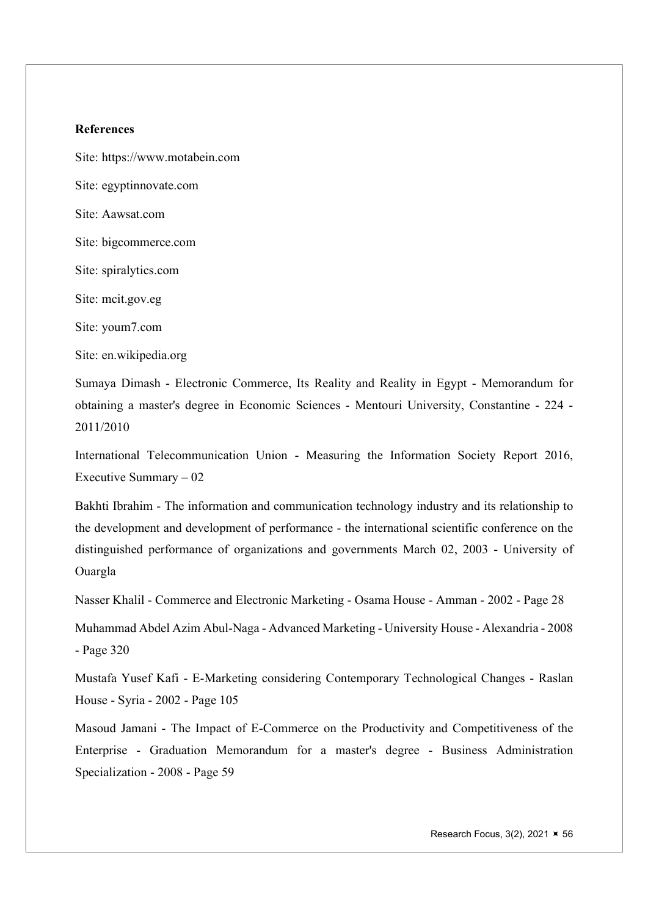**References**

Site: https://www.motabein.com

Site: egyptinnovate.com

Site: Aawsat.com

Site: bigcommerce.com

Site: spiralytics.com

Site: mcit.gov.eg

Site: youm7.com

Site: en.wikipedia.org

Sumaya Dimash - Electronic Commerce, Its Reality and Reality in Egypt - Memorandum for obtaining a master's degree in Economic Sciences - Mentouri University, Constantine - 224 - 2011/2010

International Telecommunication Union - Measuring the Information Society Report 2016, Executive Summary – 02

Bakhti Ibrahim - The information and communication technology industry and its relationship to the development and development of performance - the international scientific conference on the distinguished performance of organizations and governments March 02, 2003 - University of Ouargla

Nasser Khalil - Commerce and Electronic Marketing - Osama House - Amman - 2002 - Page 28

Muhammad Abdel Azim Abul-Naga - Advanced Marketing - University House - Alexandria - 2008 - Page 320

Mustafa Yusef Kafi - E-Marketing considering Contemporary Technological Changes - Raslan House - Syria - 2002 - Page 105

Masoud Jamani - The Impact of E-Commerce on the Productivity and Competitiveness of the Enterprise - Graduation Memorandum for a master's degree - Business Administration Specialization - 2008 - Page 59